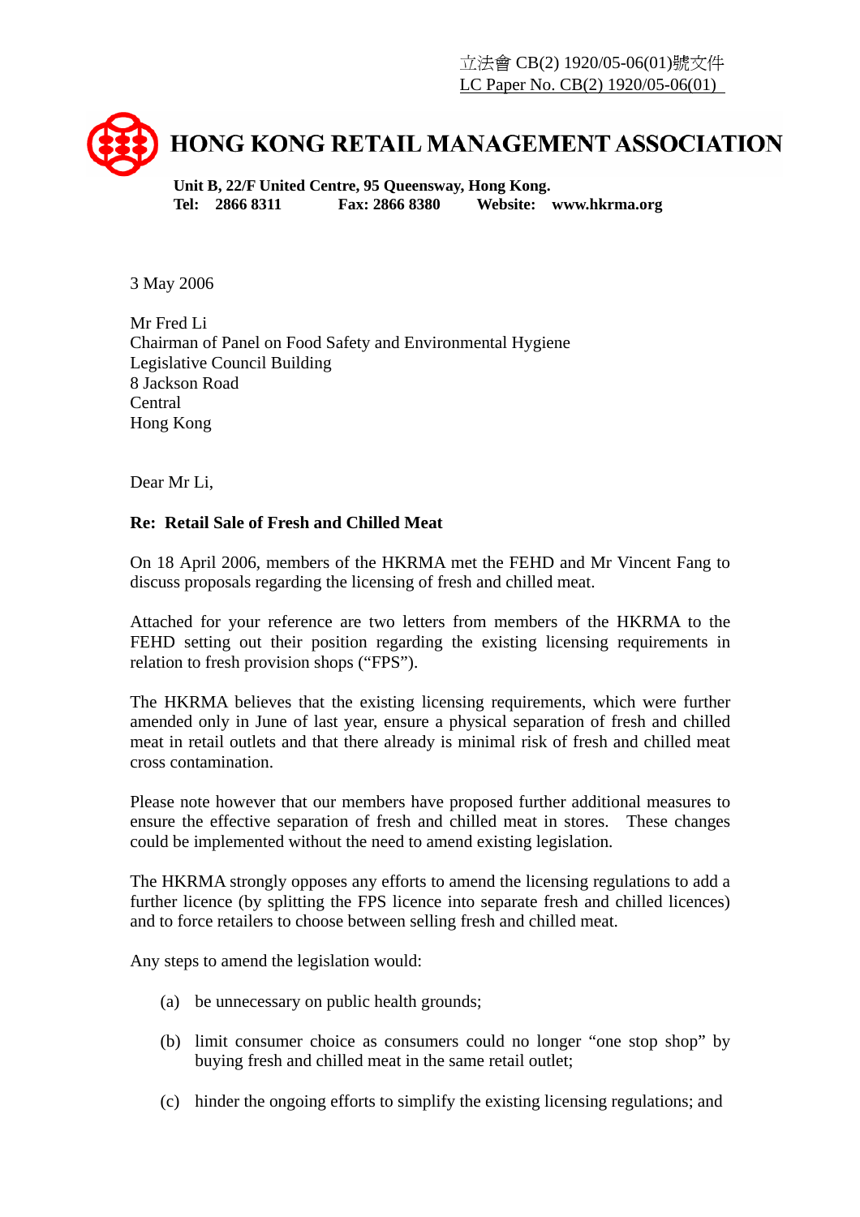立法會 CB(2) 1920/05-06(01)號文件
LC Paper No. CB(2) 1920/05-06(01)

# HONG KONG RETAIL MANAGEMENT ASSOCIATION

**Unit B, 22/F United Centre, 95 Queensway, Hong Kong.**
**Tel: 2866 8311 Fax: 2866 8380 Website: www.hkrma.org**

3 May 2006

Mr Fred Li
Chairman of Panel on Food Safety and Environmental Hygiene
Legislative Council Building
8 Jackson Road
Central
Hong Kong

Dear Mr Li,

**Re: Retail Sale of Fresh and Chilled Meat**

On 18 April 2006, members of the HKRMA met the FEHD and Mr Vincent Fang to discuss proposals regarding the licensing of fresh and chilled meat.

Attached for your reference are two letters from members of the HKRMA to the FEHD setting out their position regarding the existing licensing requirements in relation to fresh provision shops ("FPS").

The HKRMA believes that the existing licensing requirements, which were further amended only in June of last year, ensure a physical separation of fresh and chilled meat in retail outlets and that there already is minimal risk of fresh and chilled meat cross contamination.

Please note however that our members have proposed further additional measures to ensure the effective separation of fresh and chilled meat in stores. These changes could be implemented without the need to amend existing legislation.

The HKRMA strongly opposes any efforts to amend the licensing regulations to add a further licence (by splitting the FPS licence into separate fresh and chilled licences) and to force retailers to choose between selling fresh and chilled meat.

Any steps to amend the legislation would:

(a) be unnecessary on public health grounds;

(b) limit consumer choice as consumers could no longer "one stop shop" by buying fresh and chilled meat in the same retail outlet;

(c) hinder the ongoing efforts to simplify the existing licensing regulations; and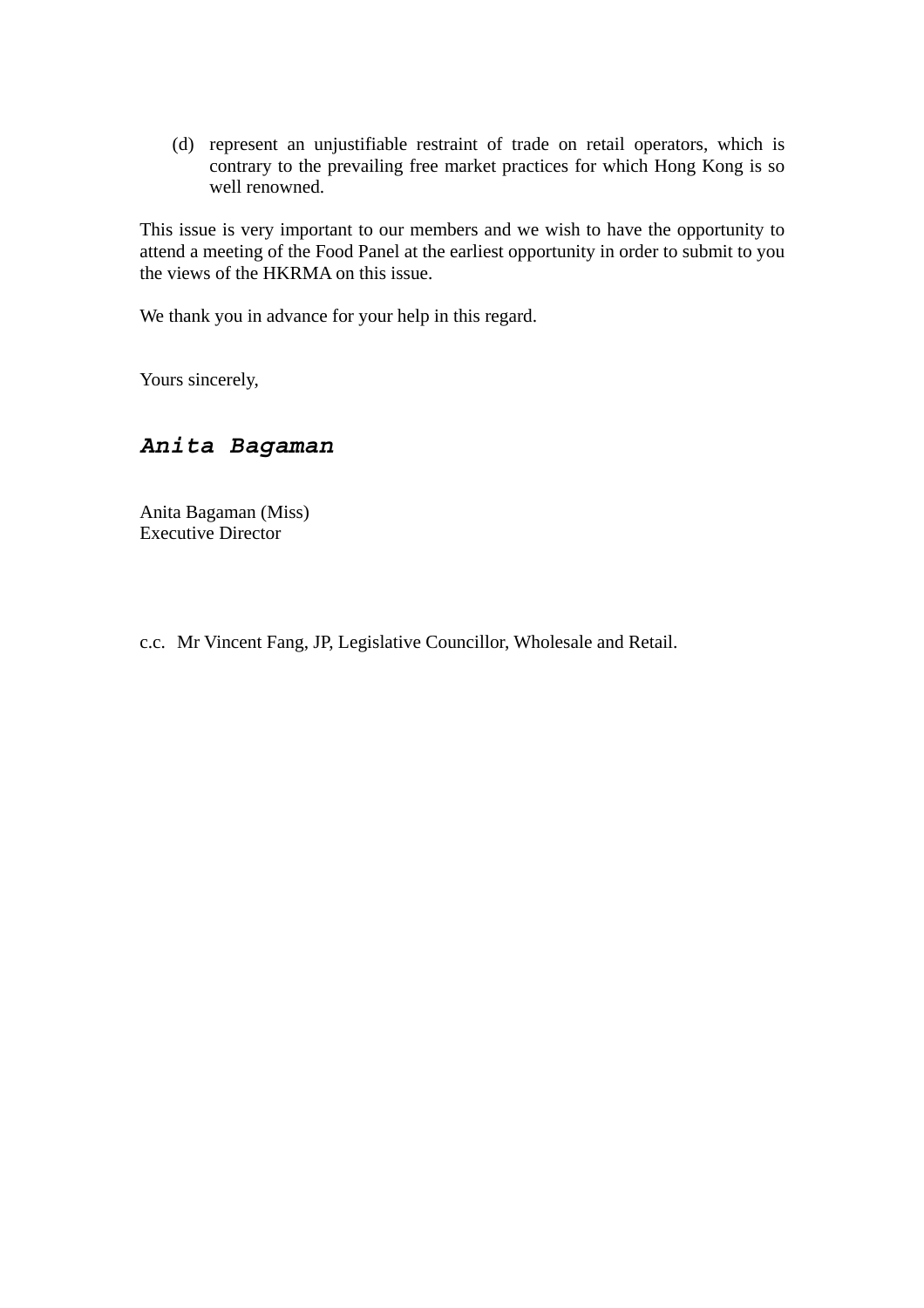(d) represent an unjustifiable restraint of trade on retail operators, which is contrary to the prevailing free market practices for which Hong Kong is so well renowned.

This issue is very important to our members and we wish to have the opportunity to attend a meeting of the Food Panel at the earliest opportunity in order to submit to you the views of the HKRMA on this issue.

We thank you in advance for your help in this regard.

Yours sincerely,

***Anita Bagaman***

Anita Bagaman (Miss)
Executive Director

c.c. Mr Vincent Fang, JP, Legislative Councillor, Wholesale and Retail.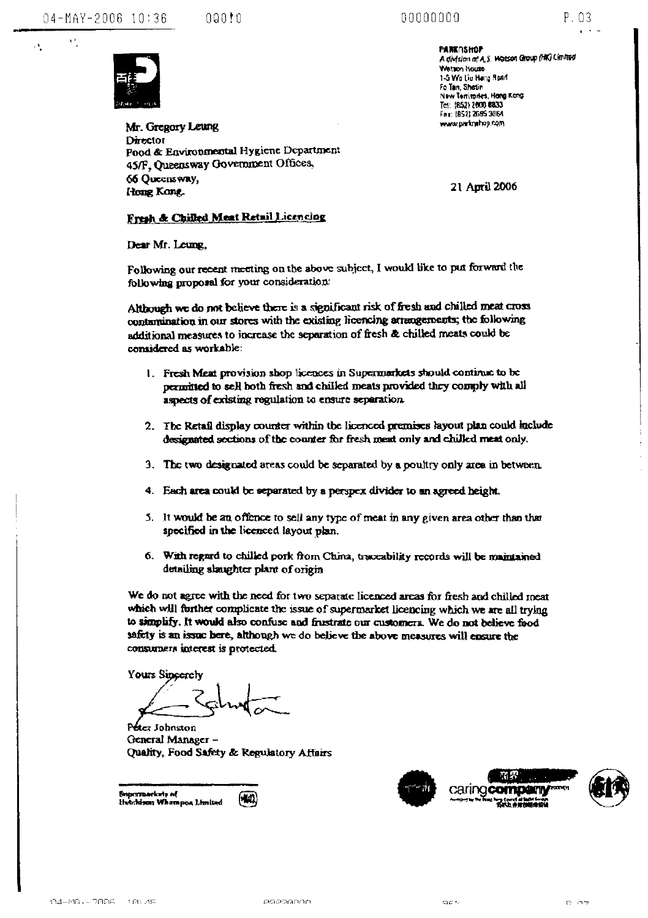**PARKnSHOP**
A division of A.S. Watson Group (HK) Limited
Watson House
1-5 Wo Liu Hang Road
Fo Tan, Shatin
New Territories, Hong Kong
Tel: (852) 2606 8833
Fax: (852) 2695 3864
www.parknshop.com

Mr. Gregory Leung
Director
Food & Environmental Hygiene Department
45/F, Queensway Government Offices,
66 Queensway,
Hong Kong.

21 April 2006

**Fresh & Chilled Meat Retail Licencing**

Dear Mr. Leung,

Following our recent meeting on the above subject, I would like to put forward the following proposal for your consideration:

Although we do not believe there is a significant risk of fresh and chilled meat cross contamination in our stores with the existing licencing arrangements; the following additional measures to increase the separation of fresh & chilled meats could be considered as workable:

1. Fresh Meat provision shop licences in Supermarkets should continue to be permitted to sell both fresh and chilled meats provided they comply with all aspects of existing regulation to ensure separation.
2. The Retail display counter within the licenced premises layout plan could include designated sections of the counter for fresh meat only and chilled meat only.
3. The two designated areas could be separated by a poultry only area in between.
4. Each area could be separated by a perspex divider to an agreed height.
5. It would be an offence to sell any type of meat in any given area other than that specified in the licenced layout plan.
6. With regard to chilled pork from China, traceability records will be maintained detailing slaughter plant of origin

We do not agree with the need for two separate licenced areas for fresh and chilled meat which will further complicate the issue of supermarket licencing which we are all trying to simplify. It would also confuse and frustrate our customers. We do not believe food safety is an issue here, although we do believe the above measures will ensure the consumers interest is protected.

Yours Sincerely

Peter Johnston
General Manager –
Quality, Food Safety & Regulatory Affairs

Supermarkets of
Hutchison Whampoa Limited

caringcompany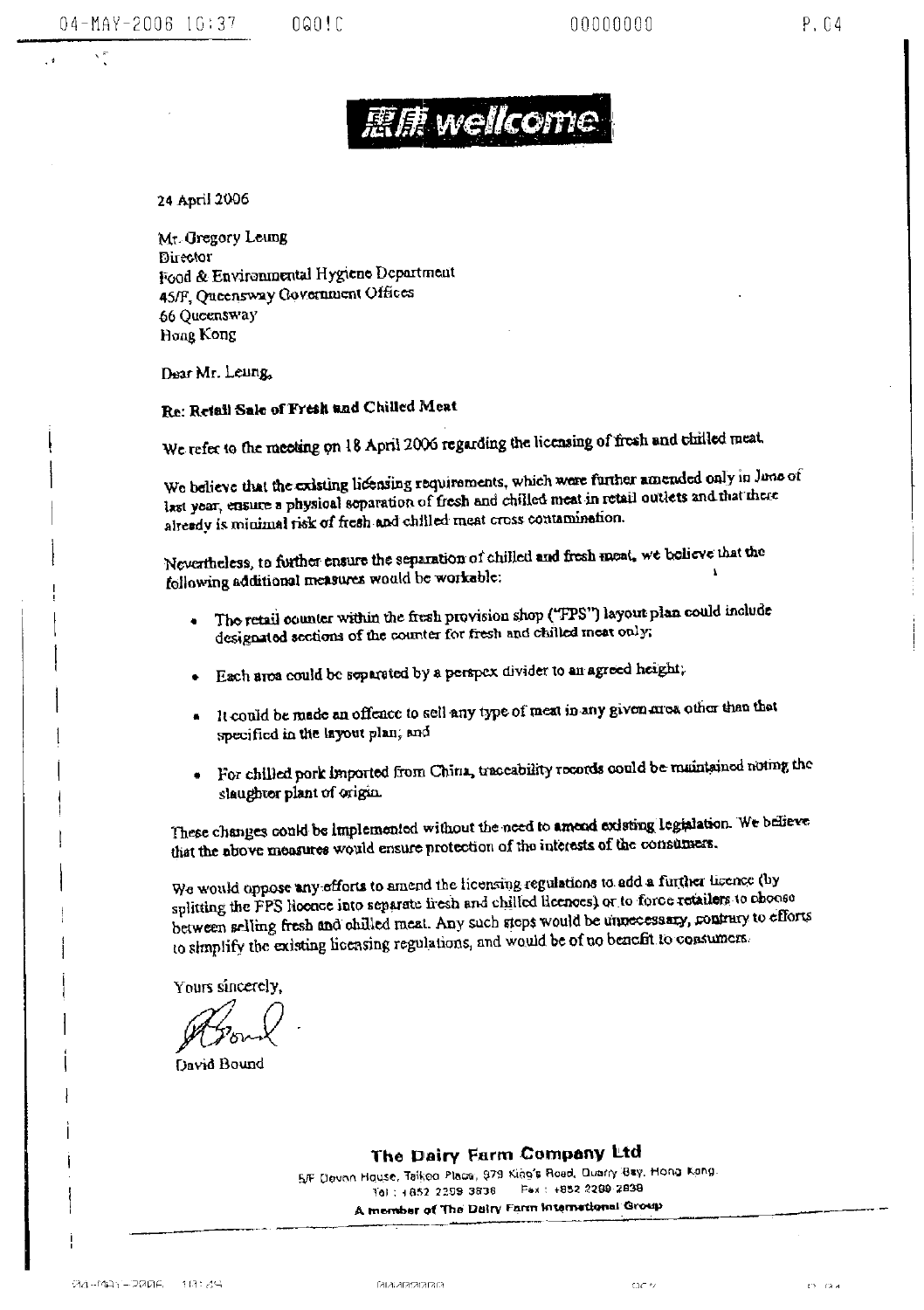惠康 wellcome

24 April 2006

Mr. Gregory Leung
Director
Food & Environmental Hygiene Department
45/F, Queensway Government Offices
66 Queensway
Hong Kong

Dear Mr. Leung,

**Re: Retail Sale of Fresh and Chilled Meat**

We refer to the meeting on 18 April 2006 regarding the licensing of fresh and chilled meat.

We believe that the existing licensing requirements, which were further amended only in June of last year, ensure a physical separation of fresh and chilled meat in retail outlets and that there already is minimal risk of fresh and chilled meat cross contamination.

Nevertheless, to further ensure the separation of chilled and fresh meat, we believe that the following additional measures would be workable:

- The retail counter within the fresh provision shop ("FPS") layout plan could include designated sections of the counter for fresh and chilled meat only;
- Each area could be separated by a perspex divider to an agreed height;
- It could be made an offence to sell any type of meat in any given area other than that specified in the layout plan; and
- For chilled pork imported from China, traceability records could be maintained noting the slaughter plant of origin.

These changes could be implemented without the need to amend existing legislation. We believe that the above measures would ensure protection of the interests of the consumers.

We would oppose any efforts to amend the licensing regulations to add a further licence (by splitting the FPS licence into separate fresh and chilled licences) or to force retailers to choose between selling fresh and chilled meat. Any such steps would be unnecessary, contrary to efforts to simplify the existing licensing regulations, and would be of no benefit to consumers.

Yours sincerely,

David Bound

**The Dairy Farm Company Ltd**
5/F Devon House, Taikoo Place, 979 King's Road, Quarry Bay, Hong Kong.
Tel : +852 2299 3838 Fax : +852 2299 2838
**A member of The Dairy Farm International Group**